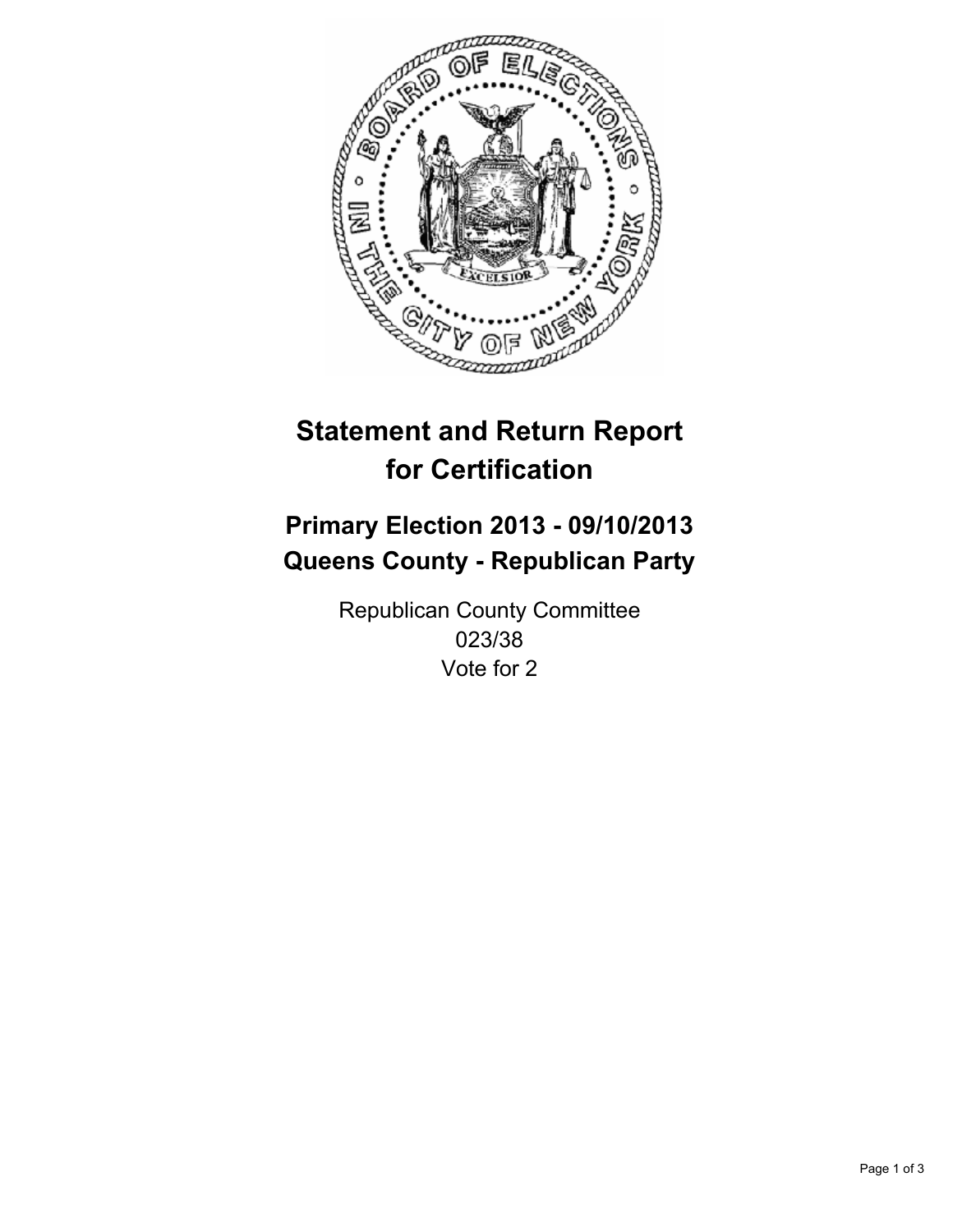# Statement and Return Report for Certification

## Primary Election 2013 - 09/10/2013
## Queens County - Republican Party

Republican County Committee
023/38
Vote for 2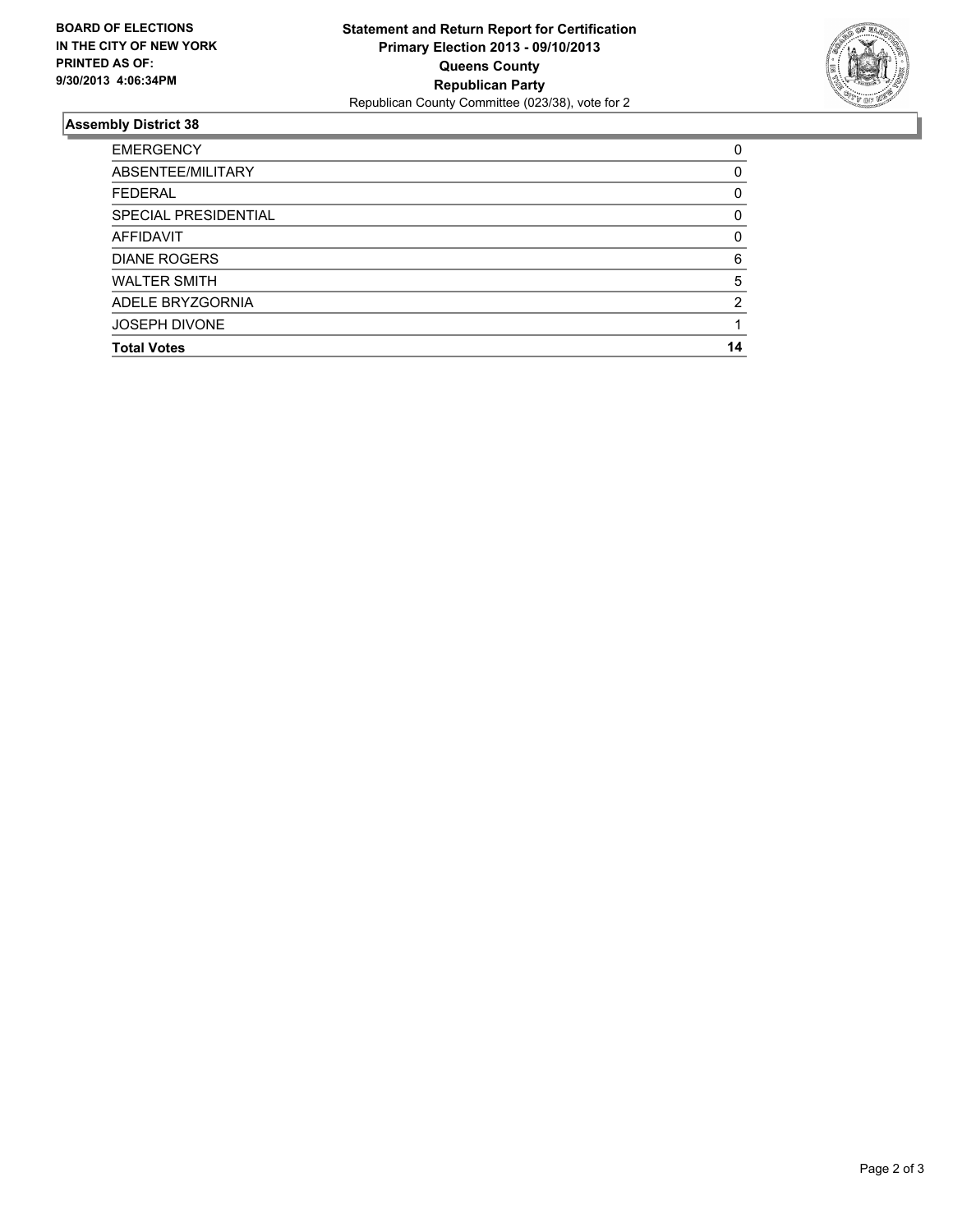**BOARD OF ELECTIONS IN THE CITY OF NEW YORK PRINTED AS OF: 9/30/2013 4:06:34PM**

**Statement and Return Report for Certification**
**Primary Election 2013 - 09/10/2013**
**Queens County**
**Republican Party**
Republican County Committee (023/38), vote for 2

## Assembly District 38

| | |
|---|---|
| EMERGENCY | 0 |
| ABSENTEE/MILITARY | 0 |
| FEDERAL | 0 |
| SPECIAL PRESIDENTIAL | 0 |
| AFFIDAVIT | 0 |
| DIANE ROGERS | 6 |
| WALTER SMITH | 5 |
| ADELE BRYZGORNIA | 2 |
| JOSEPH DIVONE | 1 |
| **Total Votes** | **14** |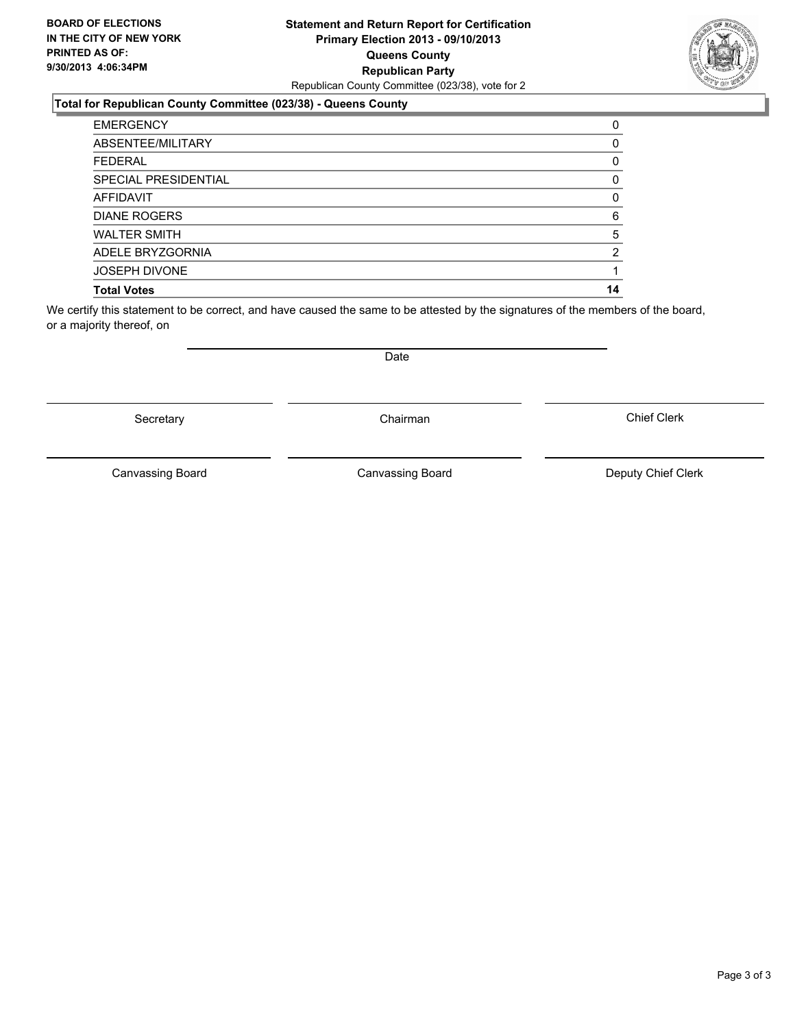**BOARD OF ELECTIONS IN THE CITY OF NEW YORK PRINTED AS OF: 9/30/2013 4:06:34PM**

**Statement and Return Report for Certification**
**Primary Election 2013 - 09/10/2013**
**Queens County**
**Republican Party**
Republican County Committee (023/38), vote for 2

**Total for Republican County Committee (023/38) - Queens County**

| | |
|---|---|
| EMERGENCY | 0 |
| ABSENTEE/MILITARY | 0 |
| FEDERAL | 0 |
| SPECIAL PRESIDENTIAL | 0 |
| AFFIDAVIT | 0 |
| DIANE ROGERS | 6 |
| WALTER SMITH | 5 |
| ADELE BRYZGORNIA | 2 |
| JOSEPH DIVONE | 1 |
| **Total Votes** | **14** |

We certify this statement to be correct, and have caused the same to be attested by the signatures of the members of the board, or a majority thereof, on

Date

Secretary

Chairman

Chief Clerk

Canvassing Board

Canvassing Board

Deputy Chief Clerk